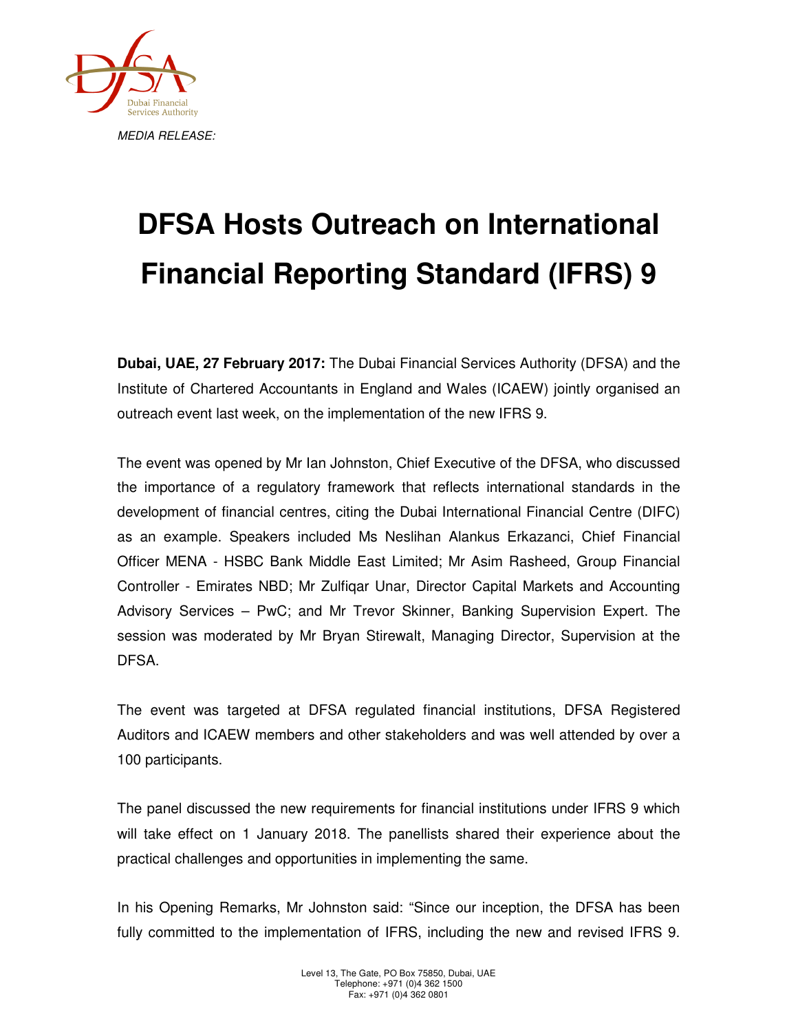*MEDIA RELEASE:*

# DFSA Hosts Outreach on International Financial Reporting Standard (IFRS) 9

**Dubai, UAE, 27 February 2017:** The Dubai Financial Services Authority (DFSA) and the Institute of Chartered Accountants in England and Wales (ICAEW) jointly organised an outreach event last week, on the implementation of the new IFRS 9.

The event was opened by Mr Ian Johnston, Chief Executive of the DFSA, who discussed the importance of a regulatory framework that reflects international standards in the development of financial centres, citing the Dubai International Financial Centre (DIFC) as an example. Speakers included Ms Neslihan Alankus Erkazanci, Chief Financial Officer MENA - HSBC Bank Middle East Limited; Mr Asim Rasheed, Group Financial Controller - Emirates NBD; Mr Zulfiqar Unar, Director Capital Markets and Accounting Advisory Services – PwC; and Mr Trevor Skinner, Banking Supervision Expert. The session was moderated by Mr Bryan Stirewalt, Managing Director, Supervision at the DFSA.

The event was targeted at DFSA regulated financial institutions, DFSA Registered Auditors and ICAEW members and other stakeholders and was well attended by over a 100 participants.

The panel discussed the new requirements for financial institutions under IFRS 9 which will take effect on 1 January 2018. The panellists shared their experience about the practical challenges and opportunities in implementing the same.

In his Opening Remarks, Mr Johnston said: "Since our inception, the DFSA has been fully committed to the implementation of IFRS, including the new and revised IFRS 9.

Level 13, The Gate, PO Box 75850, Dubai, UAE
Telephone: +971 (0)4 362 1500
Fax: +971 (0)4 362 0801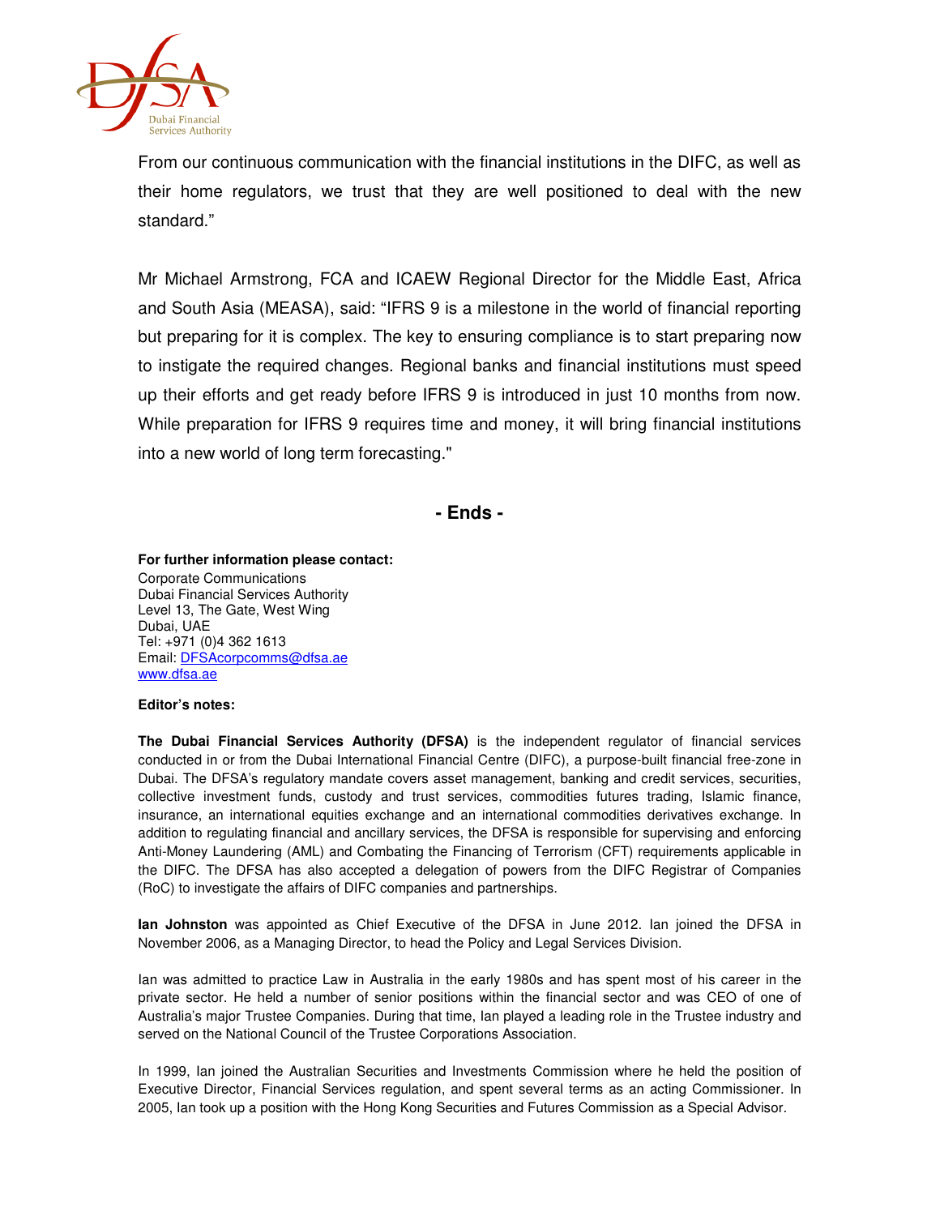From our continuous communication with the financial institutions in the DIFC, as well as their home regulators, we trust that they are well positioned to deal with the new standard."

Mr Michael Armstrong, FCA and ICAEW Regional Director for the Middle East, Africa and South Asia (MEASA), said: "IFRS 9 is a milestone in the world of financial reporting but preparing for it is complex. The key to ensuring compliance is to start preparing now to instigate the required changes. Regional banks and financial institutions must speed up their efforts and get ready before IFRS 9 is introduced in just 10 months from now. While preparation for IFRS 9 requires time and money, it will bring financial institutions into a new world of long term forecasting."

**- Ends -**

**For further information please contact:**
Corporate Communications
Dubai Financial Services Authority
Level 13, The Gate, West Wing
Dubai, UAE
Tel: +971 (0)4 362 1613
Email: DFSAcorpcomms@dfsa.ae
www.dfsa.ae

**Editor's notes:**

**The Dubai Financial Services Authority (DFSA)** is the independent regulator of financial services conducted in or from the Dubai International Financial Centre (DIFC), a purpose-built financial free-zone in Dubai. The DFSA's regulatory mandate covers asset management, banking and credit services, securities, collective investment funds, custody and trust services, commodities futures trading, Islamic finance, insurance, an international equities exchange and an international commodities derivatives exchange. In addition to regulating financial and ancillary services, the DFSA is responsible for supervising and enforcing Anti-Money Laundering (AML) and Combating the Financing of Terrorism (CFT) requirements applicable in the DIFC. The DFSA has also accepted a delegation of powers from the DIFC Registrar of Companies (RoC) to investigate the affairs of DIFC companies and partnerships.

**Ian Johnston** was appointed as Chief Executive of the DFSA in June 2012. Ian joined the DFSA in November 2006, as a Managing Director, to head the Policy and Legal Services Division.

Ian was admitted to practice Law in Australia in the early 1980s and has spent most of his career in the private sector. He held a number of senior positions within the financial sector and was CEO of one of Australia's major Trustee Companies. During that time, Ian played a leading role in the Trustee industry and served on the National Council of the Trustee Corporations Association.

In 1999, Ian joined the Australian Securities and Investments Commission where he held the position of Executive Director, Financial Services regulation, and spent several terms as an acting Commissioner. In 2005, Ian took up a position with the Hong Kong Securities and Futures Commission as a Special Advisor.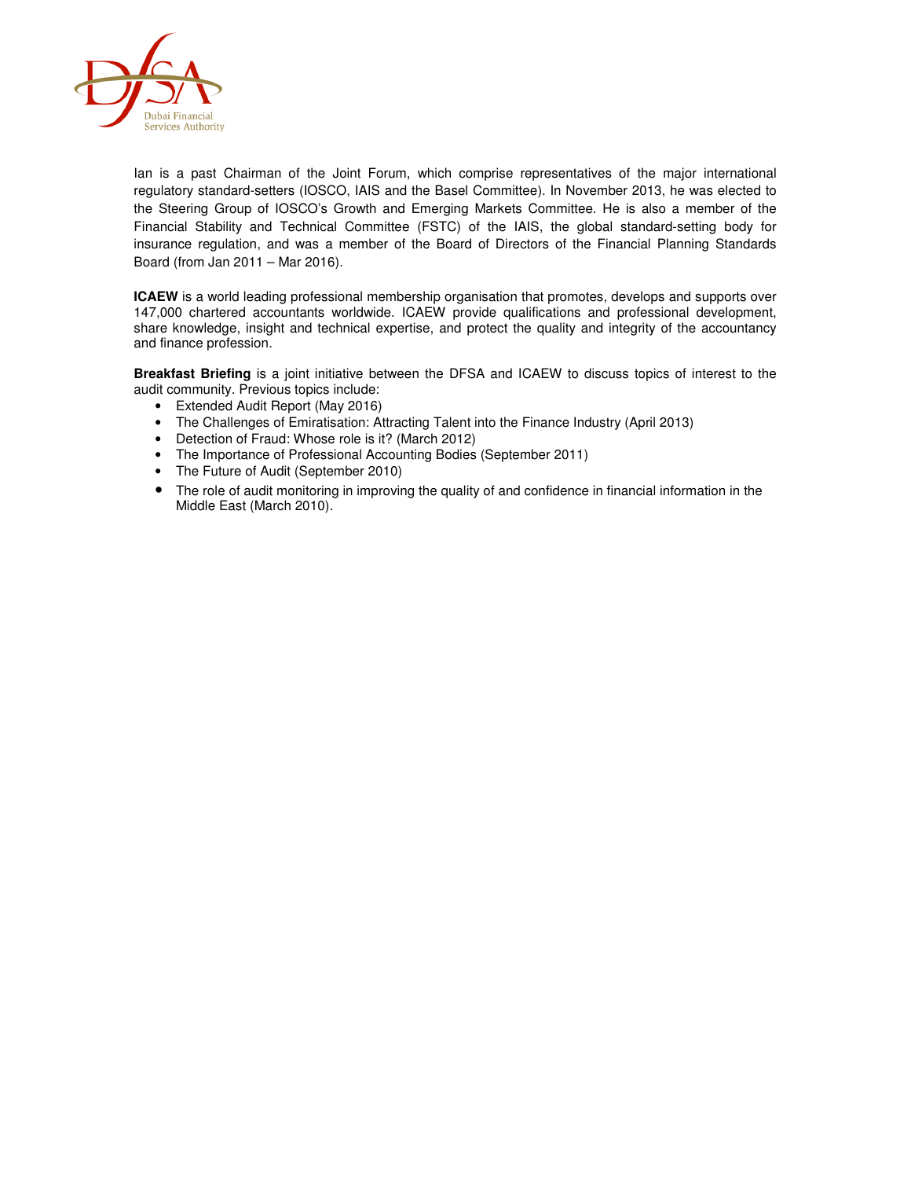Ian is a past Chairman of the Joint Forum, which comprise representatives of the major international regulatory standard-setters (IOSCO, IAIS and the Basel Committee). In November 2013, he was elected to the Steering Group of IOSCO's Growth and Emerging Markets Committee. He is also a member of the Financial Stability and Technical Committee (FSTC) of the IAIS, the global standard-setting body for insurance regulation, and was a member of the Board of Directors of the Financial Planning Standards Board (from Jan 2011 – Mar 2016).

**ICAEW** is a world leading professional membership organisation that promotes, develops and supports over 147,000 chartered accountants worldwide. ICAEW provide qualifications and professional development, share knowledge, insight and technical expertise, and protect the quality and integrity of the accountancy and finance profession.

**Breakfast Briefing** is a joint initiative between the DFSA and ICAEW to discuss topics of interest to the audit community. Previous topics include:

- Extended Audit Report (May 2016)
- The Challenges of Emiratisation: Attracting Talent into the Finance Industry (April 2013)
- Detection of Fraud: Whose role is it? (March 2012)
- The Importance of Professional Accounting Bodies (September 2011)
- The Future of Audit (September 2010)
- The role of audit monitoring in improving the quality of and confidence in financial information in the Middle East (March 2010).